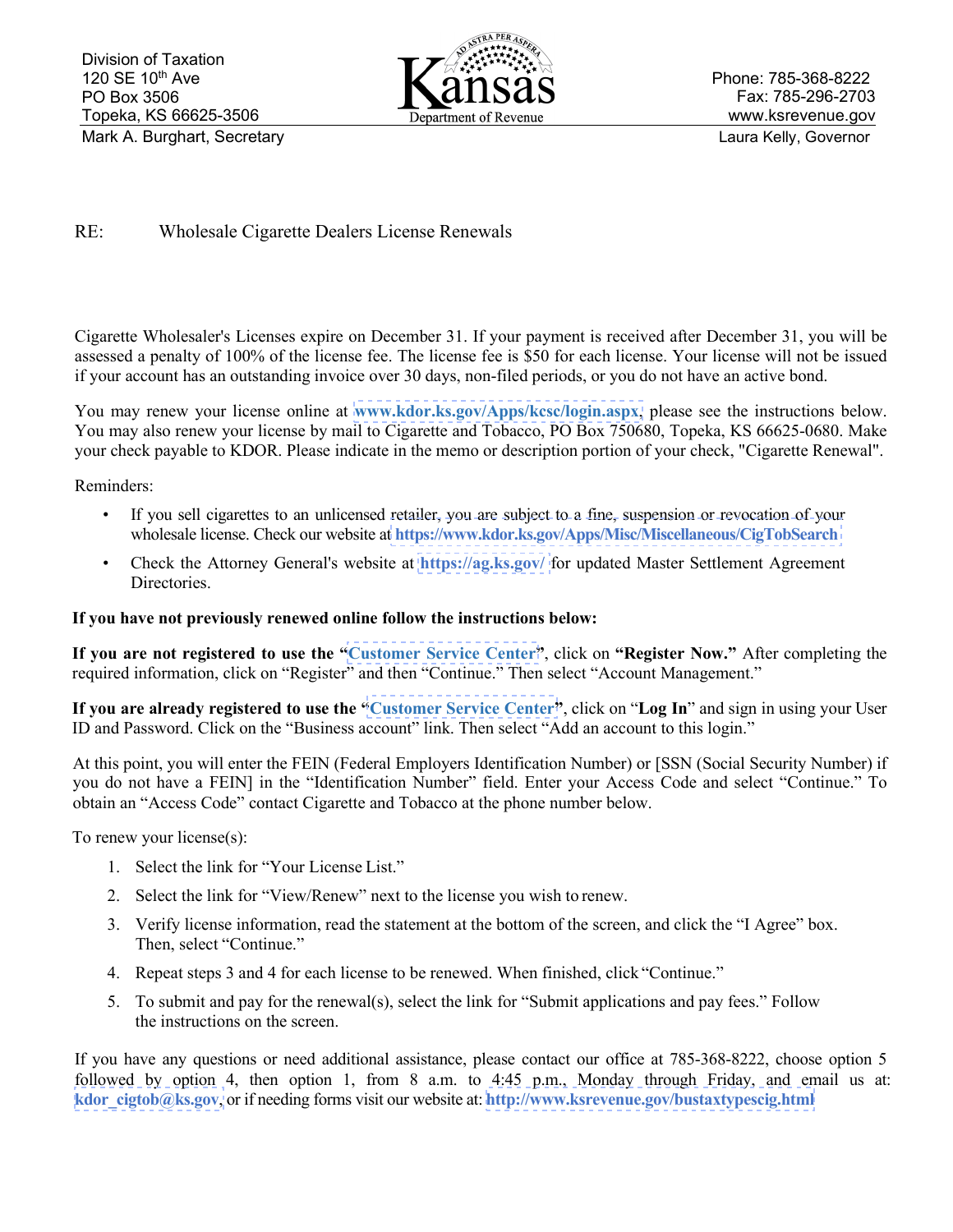Division of Taxation
120 SE 10th Ave
PO Box 3506
Topeka, KS 66625-3506
Mark A. Burghart, Secretary

Kansas Department of Revenue

Phone: 785-368-8222
Fax: 785-296-2703
www.ksrevenue.gov
Laura Kelly, Governor

RE: Wholesale Cigarette Dealers License Renewals

Cigarette Wholesaler's Licenses expire on December 31. If your payment is received after December 31, you will be assessed a penalty of 100% of the license fee. The license fee is $50 for each license. Your license will not be issued if your account has an outstanding invoice over 30 days, non-filed periods, or you do not have an active bond.

You may renew your license online at **www.kdor.ks.gov/Apps/kcsc/login.aspx**, please see the instructions below. You may also renew your license by mail to Cigarette and Tobacco, PO Box 750680, Topeka, KS 66625-0680. Make your check payable to KDOR. Please indicate in the memo or description portion of your check, "Cigarette Renewal".

Reminders:

- If you sell cigarettes to an unlicensed retailer, you are subject to a fine, suspension or revocation of your wholesale license. Check our website at **https://www.kdor.ks.gov/Apps/Misc/Miscellaneous/CigTobSearch**
- Check the Attorney General's website at **https://ag.ks.gov/** for updated Master Settlement Agreement Directories.

**If you have not previously renewed online follow the instructions below:**

**If you are not registered to use the "Customer Service Center"**, click on **"Register Now."** After completing the required information, click on "Register" and then "Continue." Then select "Account Management."

**If you are already registered to use the "Customer Service Center"**, click on "**Log In**" and sign in using your User ID and Password. Click on the "Business account" link. Then select "Add an account to this login."

At this point, you will enter the FEIN (Federal Employers Identification Number) or [SSN (Social Security Number) if you do not have a FEIN] in the "Identification Number" field. Enter your Access Code and select "Continue." To obtain an "Access Code" contact Cigarette and Tobacco at the phone number below.

To renew your license(s):

1. Select the link for "Your License List."
2. Select the link for "View/Renew" next to the license you wish to renew.
3. Verify license information, read the statement at the bottom of the screen, and click the "I Agree" box. Then, select "Continue."
4. Repeat steps 3 and 4 for each license to be renewed. When finished, click "Continue."
5. To submit and pay for the renewal(s), select the link for "Submit applications and pay fees." Follow the instructions on the screen.

If you have any questions or need additional assistance, please contact our office at 785-368-8222, choose option 5 followed by option 4, then option 1, from 8 a.m. to 4:45 p.m., Monday through Friday, and email us at: **kdor_cigtob@ks.gov**, or if needing forms visit our website at: **http://www.ksrevenue.gov/bustaxtypescig.html**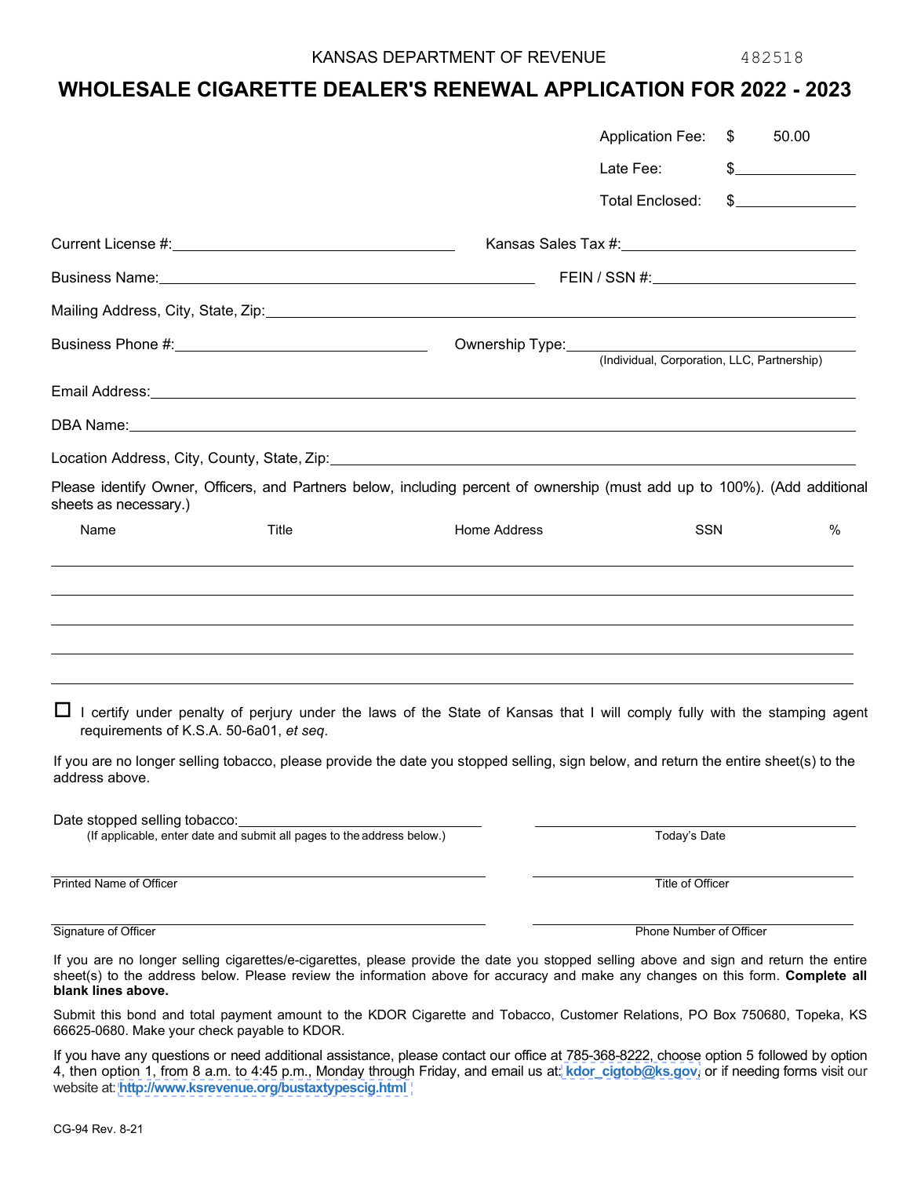KANSAS DEPARTMENT OF REVENUE

482518

# WHOLESALE CIGARETTE DEALER'S RENEWAL APPLICATION FOR 2022 - 2023

Application Fee: $ 50.00

Late Fee: $\_\_\_\_\_\_\_\_\_\_\_\_\_\_

Total Enclosed: $\_\_\_\_\_\_\_\_\_\_\_\_\_\_

Current License #: \_\_\_\_\_\_\_\_\_\_\_\_\_\_\_\_\_\_\_\_ Kansas Sales Tax #: \_\_\_\_\_\_\_\_\_\_\_\_\_\_\_\_\_\_\_\_

Business Name: \_\_\_\_\_\_\_\_\_\_\_\_\_\_\_\_\_\_\_\_ FEIN / SSN #: \_\_\_\_\_\_\_\_\_\_\_\_\_\_\_\_\_\_\_\_

Mailing Address, City, State, Zip: \_\_\_\_\_\_\_\_\_\_\_\_\_\_\_\_\_\_\_\_

Business Phone #: \_\_\_\_\_\_\_\_\_\_\_\_\_\_\_\_\_\_\_\_ Ownership Type: \_\_\_\_\_\_\_\_\_\_\_\_\_\_\_\_\_\_\_\_
(Individual, Corporation, LLC, Partnership)

Email Address: \_\_\_\_\_\_\_\_\_\_\_\_\_\_\_\_\_\_\_\_

DBA Name: \_\_\_\_\_\_\_\_\_\_\_\_\_\_\_\_\_\_\_\_

Location Address, City, County, State, Zip: \_\_\_\_\_\_\_\_\_\_\_\_\_\_\_\_\_\_\_\_

Please identify Owner, Officers, and Partners below, including percent of ownership (must add up to 100%). (Add additional sheets as necessary.)

| Name | Title | Home Address | SSN | % |
|---|---|---|---|---|
| | | | | |
| | | | | |
| | | | | |
| | | | | |
| | | | | |

☐ I certify under penalty of perjury under the laws of the State of Kansas that I will comply fully with the stamping agent requirements of K.S.A. 50-6a01, *et seq*.

If you are no longer selling tobacco, please provide the date you stopped selling, sign below, and return the entire sheet(s) to the address above.

Date stopped selling tobacco: \_\_\_\_\_\_\_\_\_\_\_\_\_\_\_\_\_\_\_\_
(If applicable, enter date and submit all pages to the address below.)

\_\_\_\_\_\_\_\_\_\_\_\_\_\_\_\_\_\_\_\_
Today's Date

\_\_\_\_\_\_\_\_\_\_\_\_\_\_\_\_\_\_\_\_
Printed Name of Officer

\_\_\_\_\_\_\_\_\_\_\_\_\_\_\_\_\_\_\_\_
Title of Officer

\_\_\_\_\_\_\_\_\_\_\_\_\_\_\_\_\_\_\_\_
Signature of Officer

\_\_\_\_\_\_\_\_\_\_\_\_\_\_\_\_\_\_\_\_
Phone Number of Officer

If you are no longer selling cigarettes/e-cigarettes, please provide the date you stopped selling above and sign and return the entire sheet(s) to the address below. Please review the information above for accuracy and make any changes on this form. **Complete all blank lines above.**

Submit this bond and total payment amount to the KDOR Cigarette and Tobacco, Customer Relations, PO Box 750680, Topeka, KS 66625-0680. Make your check payable to KDOR.

If you have any questions or need additional assistance, please contact our office at 785-368-8222, choose option 5 followed by option 4, then option 1, from 8 a.m. to 4:45 p.m., Monday through Friday, and email us at: **kdor_cigtob@ks.gov**, or if needing forms visit our website at: **http://www.ksrevenue.org/bustaxtypescig.html**

CG-94 Rev. 8-21